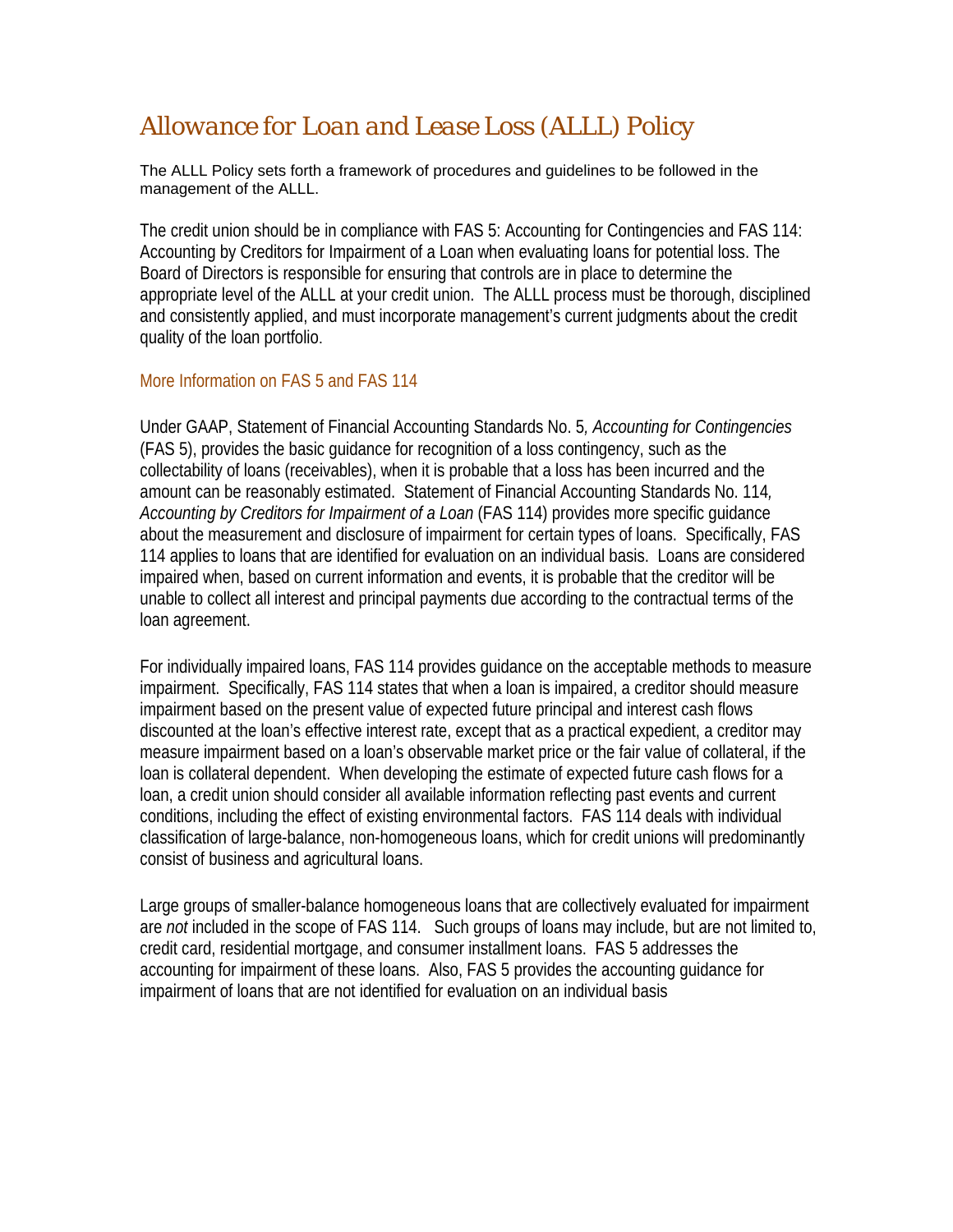# *Allowance for Loan and Lease Loss (ALLL) Policy*

The ALLL Policy sets forth a framework of procedures and guidelines to be followed in the management of the ALLL.

The credit union should be in compliance with FAS 5: Accounting for Contingencies and FAS 114: Accounting by Creditors for Impairment of a Loan when evaluating loans for potential loss. The Board of Directors is responsible for ensuring that controls are in place to determine the appropriate level of the ALLL at your credit union. The ALLL process must be thorough, disciplined and consistently applied, and must incorporate management's current judgments about the credit quality of the loan portfolio.

## More Information on FAS 5 and FAS 114

Under GAAP, Statement of Financial Accounting Standards No. 5, *Accounting for Contingencies* (FAS 5), provides the basic guidance for recognition of a loss contingency, such as the collectability of loans (receivables), when it is probable that a loss has been incurred and the amount can be reasonably estimated. Statement of Financial Accounting Standards No. 114, *Accounting by Creditors for Impairment of a Loan* (FAS 114) provides more specific guidance about the measurement and disclosure of impairment for certain types of loans. Specifically, FAS 114 applies to loans that are identified for evaluation on an individual basis. Loans are considered impaired when, based on current information and events, it is probable that the creditor will be unable to collect all interest and principal payments due according to the contractual terms of the loan agreement.

For individually impaired loans, FAS 114 provides guidance on the acceptable methods to measure impairment. Specifically, FAS 114 states that when a loan is impaired, a creditor should measure impairment based on the present value of expected future principal and interest cash flows discounted at the loan's effective interest rate, except that as a practical expedient, a creditor may measure impairment based on a loan's observable market price or the fair value of collateral, if the loan is collateral dependent. When developing the estimate of expected future cash flows for a loan, a credit union should consider all available information reflecting past events and current conditions, including the effect of existing environmental factors. FAS 114 deals with individual classification of large-balance, non-homogeneous loans, which for credit unions will predominantly consist of business and agricultural loans.

Large groups of smaller-balance homogeneous loans that are collectively evaluated for impairment are *not* included in the scope of FAS 114. Such groups of loans may include, but are not limited to, credit card, residential mortgage, and consumer installment loans. FAS 5 addresses the accounting for impairment of these loans. Also, FAS 5 provides the accounting guidance for impairment of loans that are not identified for evaluation on an individual basis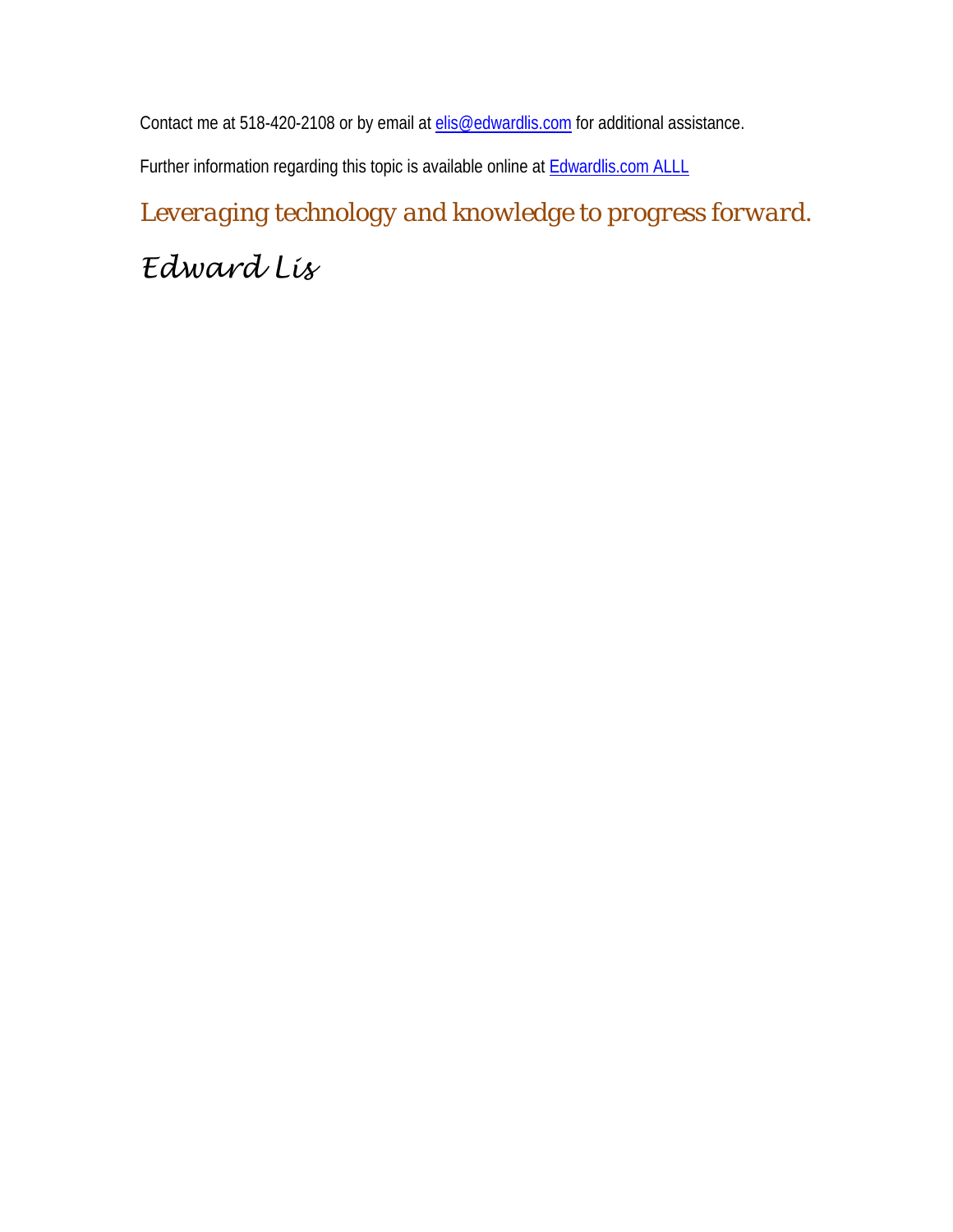Contact me at 518-420-2108 or by email at elis@edwardlis.com for additional assistance.

Further information regarding this topic is available online at Edwardlis.com ALLL

*Leveraging technology and knowledge to progress forward.*

*Edward Lis*